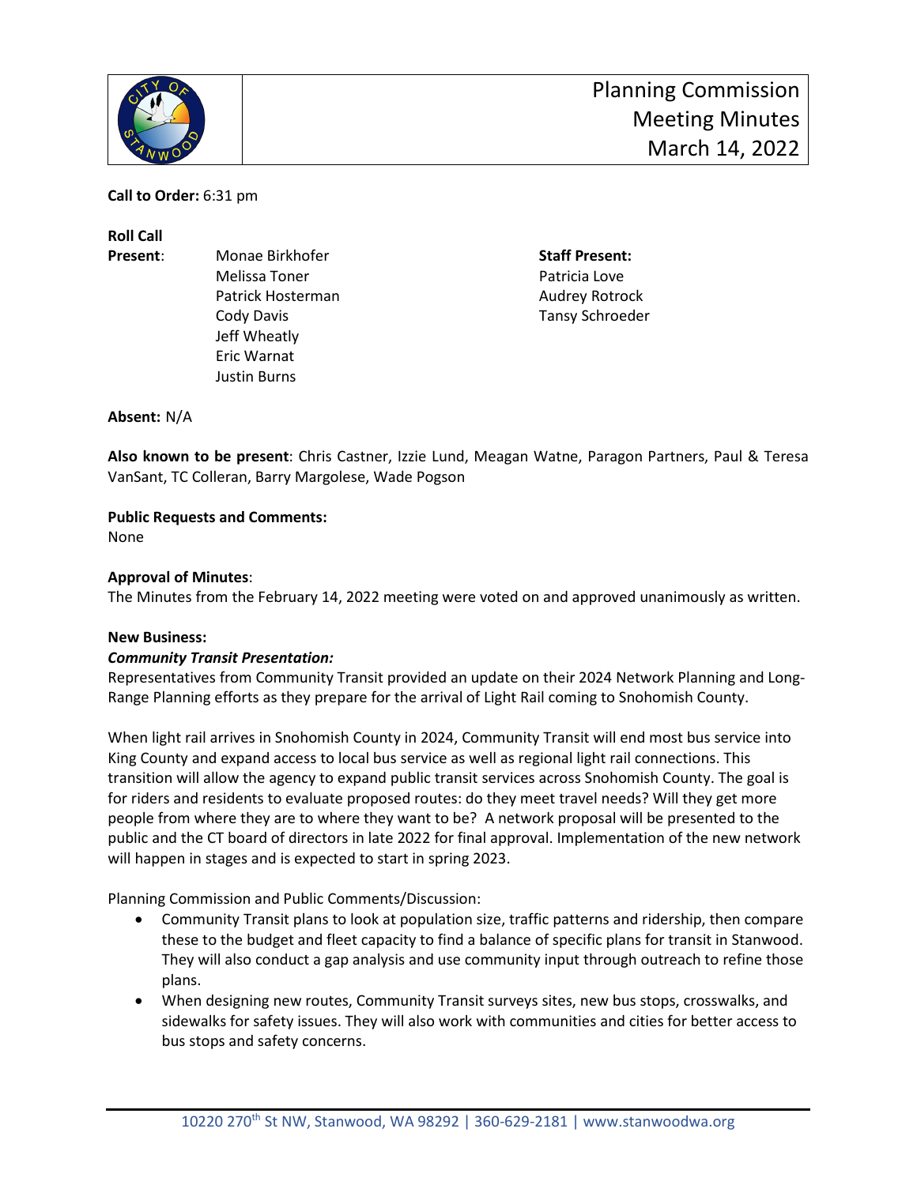# Planning Commission Meeting Minutes
## March 14, 2022

**Call to Order:** 6:31 pm

**Roll Call**

**Present**: Monae Birkhofer, Melissa Toner, Patrick Hosterman, Cody Davis, Jeff Wheatly, Eric Warnat, Justin Burns

**Staff Present:** Patricia Love, Audrey Rotrock, Tansy Schroeder

**Absent:** N/A

**Also known to be present**: Chris Castner, Izzie Lund, Meagan Watne, Paragon Partners, Paul & Teresa VanSant, TC Colleran, Barry Margolese, Wade Pogson

**Public Requests and Comments:**
None

**Approval of Minutes**:
The Minutes from the February 14, 2022 meeting were voted on and approved unanimously as written.

**New Business:**

***Community Transit Presentation:***
Representatives from Community Transit provided an update on their 2024 Network Planning and Long-Range Planning efforts as they prepare for the arrival of Light Rail coming to Snohomish County.

When light rail arrives in Snohomish County in 2024, Community Transit will end most bus service into King County and expand access to local bus service as well as regional light rail connections. This transition will allow the agency to expand public transit services across Snohomish County. The goal is for riders and residents to evaluate proposed routes: do they meet travel needs? Will they get more people from where they are to where they want to be? A network proposal will be presented to the public and the CT board of directors in late 2022 for final approval. Implementation of the new network will happen in stages and is expected to start in spring 2023.

Planning Commission and Public Comments/Discussion:

- Community Transit plans to look at population size, traffic patterns and ridership, then compare these to the budget and fleet capacity to find a balance of specific plans for transit in Stanwood. They will also conduct a gap analysis and use community input through outreach to refine those plans.
- When designing new routes, Community Transit surveys sites, new bus stops, crosswalks, and sidewalks for safety issues. They will also work with communities and cities for better access to bus stops and safety concerns.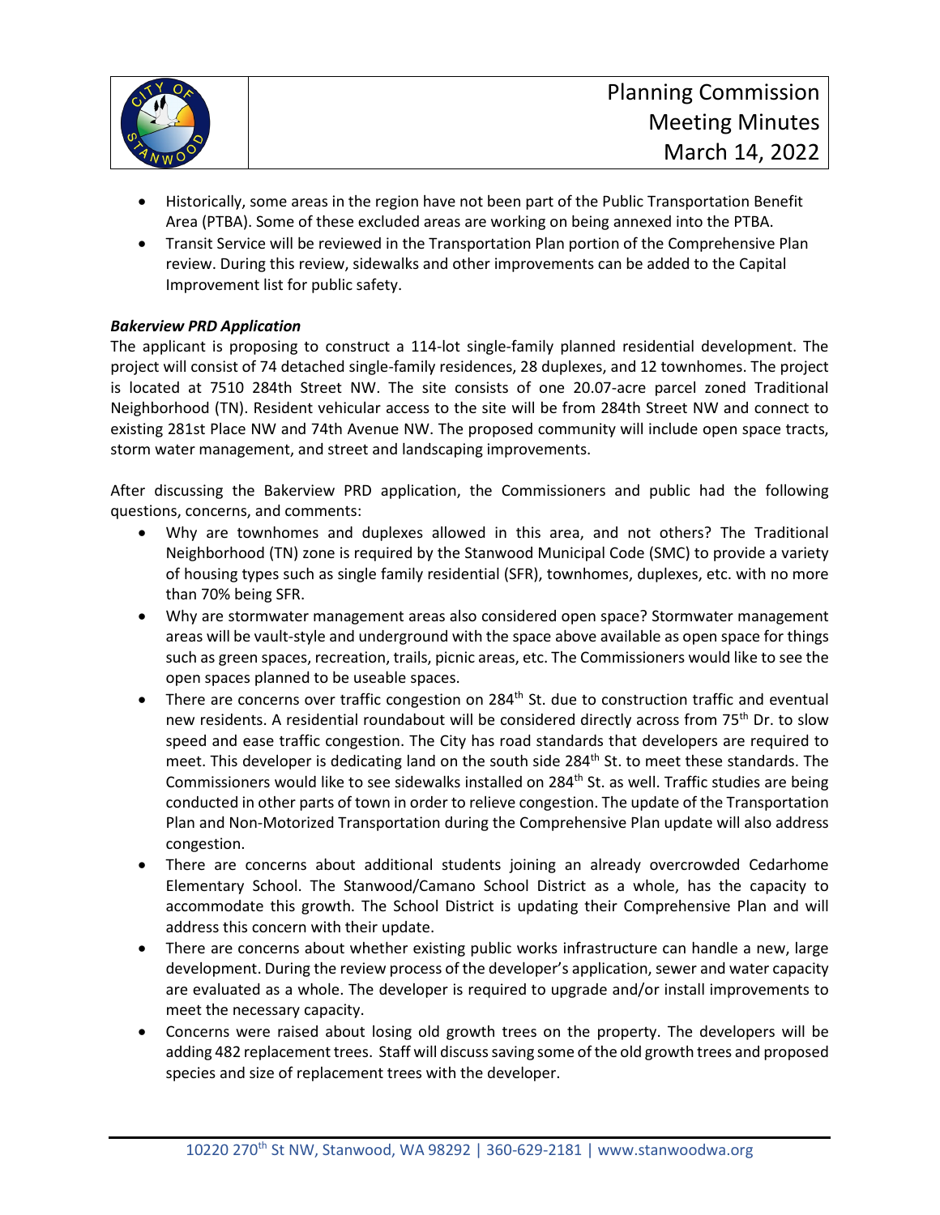- Historically, some areas in the region have not been part of the Public Transportation Benefit Area (PTBA). Some of these excluded areas are working on being annexed into the PTBA.
- Transit Service will be reviewed in the Transportation Plan portion of the Comprehensive Plan review. During this review, sidewalks and other improvements can be added to the Capital Improvement list for public safety.

***Bakerview PRD Application***

The applicant is proposing to construct a 114-lot single-family planned residential development. The project will consist of 74 detached single-family residences, 28 duplexes, and 12 townhomes. The project is located at 7510 284th Street NW. The site consists of one 20.07-acre parcel zoned Traditional Neighborhood (TN). Resident vehicular access to the site will be from 284th Street NW and connect to existing 281st Place NW and 74th Avenue NW. The proposed community will include open space tracts, storm water management, and street and landscaping improvements.

After discussing the Bakerview PRD application, the Commissioners and public had the following questions, concerns, and comments:

- Why are townhomes and duplexes allowed in this area, and not others? The Traditional Neighborhood (TN) zone is required by the Stanwood Municipal Code (SMC) to provide a variety of housing types such as single family residential (SFR), townhomes, duplexes, etc. with no more than 70% being SFR.
- Why are stormwater management areas also considered open space? Stormwater management areas will be vault-style and underground with the space above available as open space for things such as green spaces, recreation, trails, picnic areas, etc. The Commissioners would like to see the open spaces planned to be useable spaces.
- There are concerns over traffic congestion on 284th St. due to construction traffic and eventual new residents. A residential roundabout will be considered directly across from 75th Dr. to slow speed and ease traffic congestion. The City has road standards that developers are required to meet. This developer is dedicating land on the south side 284th St. to meet these standards. The Commissioners would like to see sidewalks installed on 284th St. as well. Traffic studies are being conducted in other parts of town in order to relieve congestion. The update of the Transportation Plan and Non-Motorized Transportation during the Comprehensive Plan update will also address congestion.
- There are concerns about additional students joining an already overcrowded Cedarhome Elementary School. The Stanwood/Camano School District as a whole, has the capacity to accommodate this growth. The School District is updating their Comprehensive Plan and will address this concern with their update.
- There are concerns about whether existing public works infrastructure can handle a new, large development. During the review process of the developer's application, sewer and water capacity are evaluated as a whole. The developer is required to upgrade and/or install improvements to meet the necessary capacity.
- Concerns were raised about losing old growth trees on the property. The developers will be adding 482 replacement trees. Staff will discuss saving some of the old growth trees and proposed species and size of replacement trees with the developer.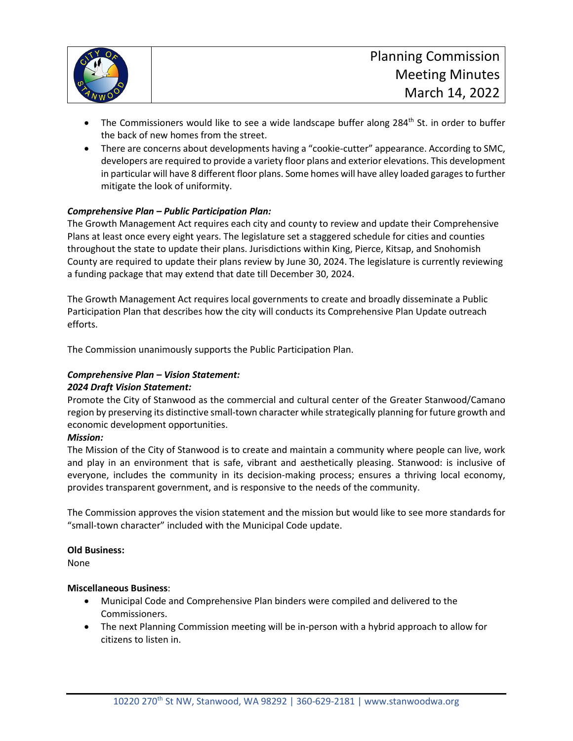- The Commissioners would like to see a wide landscape buffer along 284th St. in order to buffer the back of new homes from the street.
- There are concerns about developments having a "cookie-cutter" appearance. According to SMC, developers are required to provide a variety floor plans and exterior elevations. This development in particular will have 8 different floor plans. Some homes will have alley loaded garages to further mitigate the look of uniformity.

***Comprehensive Plan – Public Participation Plan:***

The Growth Management Act requires each city and county to review and update their Comprehensive Plans at least once every eight years. The legislature set a staggered schedule for cities and counties throughout the state to update their plans. Jurisdictions within King, Pierce, Kitsap, and Snohomish County are required to update their plans review by June 30, 2024. The legislature is currently reviewing a funding package that may extend that date till December 30, 2024.

The Growth Management Act requires local governments to create and broadly disseminate a Public Participation Plan that describes how the city will conducts its Comprehensive Plan Update outreach efforts.

The Commission unanimously supports the Public Participation Plan.

***Comprehensive Plan – Vision Statement:***

***2024 Draft Vision Statement:***

Promote the City of Stanwood as the commercial and cultural center of the Greater Stanwood/Camano region by preserving its distinctive small-town character while strategically planning for future growth and economic development opportunities.

***Mission:***

The Mission of the City of Stanwood is to create and maintain a community where people can live, work and play in an environment that is safe, vibrant and aesthetically pleasing. Stanwood: is inclusive of everyone, includes the community in its decision-making process; ensures a thriving local economy, provides transparent government, and is responsive to the needs of the community.

The Commission approves the vision statement and the mission but would like to see more standards for "small-town character" included with the Municipal Code update.

**Old Business:**

None

**Miscellaneous Business**:

- Municipal Code and Comprehensive Plan binders were compiled and delivered to the Commissioners.
- The next Planning Commission meeting will be in-person with a hybrid approach to allow for citizens to listen in.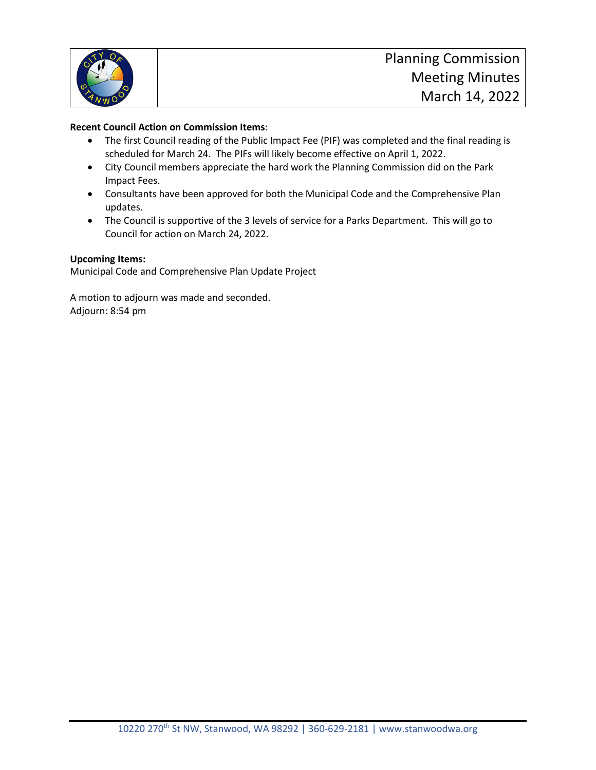**Recent Council Action on Commission Items**:

- The first Council reading of the Public Impact Fee (PIF) was completed and the final reading is scheduled for March 24. The PIFs will likely become effective on April 1, 2022.
- City Council members appreciate the hard work the Planning Commission did on the Park Impact Fees.
- Consultants have been approved for both the Municipal Code and the Comprehensive Plan updates.
- The Council is supportive of the 3 levels of service for a Parks Department. This will go to Council for action on March 24, 2022.

**Upcoming Items:**

Municipal Code and Comprehensive Plan Update Project

A motion to adjourn was made and seconded.
Adjourn: 8:54 pm